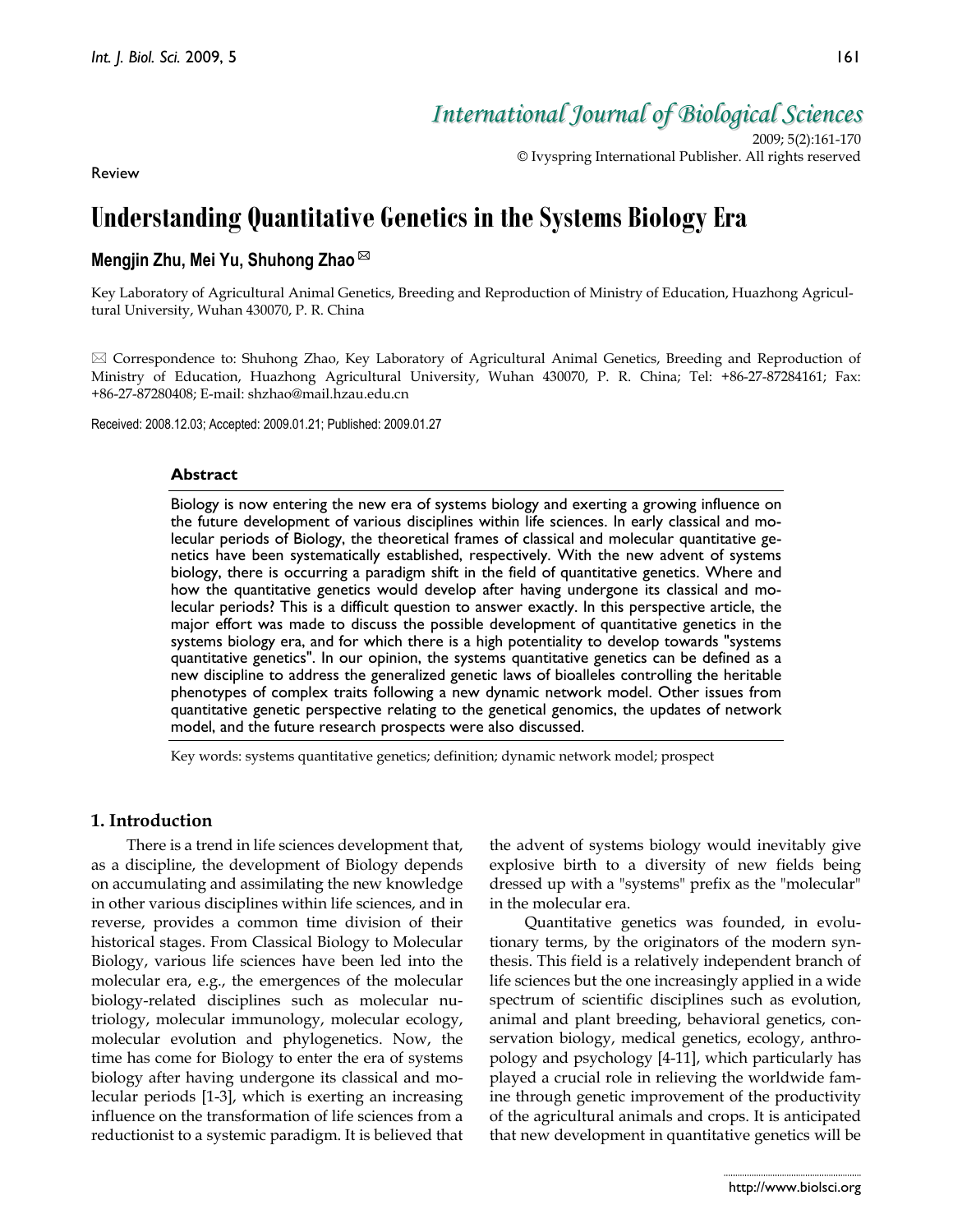Review

# Understanding Quantitative Genetics in the Systems Biology Era

## Mengjin Zhu, Mei Yu, Shuhong Zhao ✉

Key Laboratory of Agricultural Animal Genetics, Breeding and Reproduction of Ministry of Education, Huazhong Agricultural University, Wuhan 430070, P. R. China

✉ Correspondence to: Shuhong Zhao, Key Laboratory of Agricultural Animal Genetics, Breeding and Reproduction of Ministry of Education, Huazhong Agricultural University, Wuhan 430070, P. R. China; Tel: +86-27-87284161; Fax: +86-27-87280408; E-mail: shzhao@mail.hzau.edu.cn

Received: 2008.12.03; Accepted: 2009.01.21; Published: 2009.01.27

### Abstract

Biology is now entering the new era of systems biology and exerting a growing influence on the future development of various disciplines within life sciences. In early classical and molecular periods of Biology, the theoretical frames of classical and molecular quantitative genetics have been systematically established, respectively. With the new advent of systems biology, there is occurring a paradigm shift in the field of quantitative genetics. Where and how the quantitative genetics would develop after having undergone its classical and molecular periods? This is a difficult question to answer exactly. In this perspective article, the major effort was made to discuss the possible development of quantitative genetics in the systems biology era, and for which there is a high potentiality to develop towards "systems quantitative genetics". In our opinion, the systems quantitative genetics can be defined as a new discipline to address the generalized genetic laws of bioalleles controlling the heritable phenotypes of complex traits following a new dynamic network model. Other issues from quantitative genetic perspective relating to the genetical genomics, the updates of network model, and the future research prospects were also discussed.

Key words: systems quantitative genetics; definition; dynamic network model; prospect

## 1. Introduction

There is a trend in life sciences development that, as a discipline, the development of Biology depends on accumulating and assimilating the new knowledge in other various disciplines within life sciences, and in reverse, provides a common time division of their historical stages. From Classical Biology to Molecular Biology, various life sciences have been led into the molecular era, e.g., the emergences of the molecular biology-related disciplines such as molecular nutriology, molecular immunology, molecular ecology, molecular evolution and phylogenetics. Now, the time has come for Biology to enter the era of systems biology after having undergone its classical and molecular periods [1-3], which is exerting an increasing influence on the transformation of life sciences from a reductionist to a systemic paradigm. It is believed that the advent of systems biology would inevitably give explosive birth to a diversity of new fields being dressed up with a "systems" prefix as the "molecular" in the molecular era.

Quantitative genetics was founded, in evolutionary terms, by the originators of the modern synthesis. This field is a relatively independent branch of life sciences but the one increasingly applied in a wide spectrum of scientific disciplines such as evolution, animal and plant breeding, behavioral genetics, conservation biology, medical genetics, ecology, anthropology and psychology [4-11], which particularly has played a crucial role in relieving the worldwide famine through genetic improvement of the productivity of the agricultural animals and crops. It is anticipated that new development in quantitative genetics will be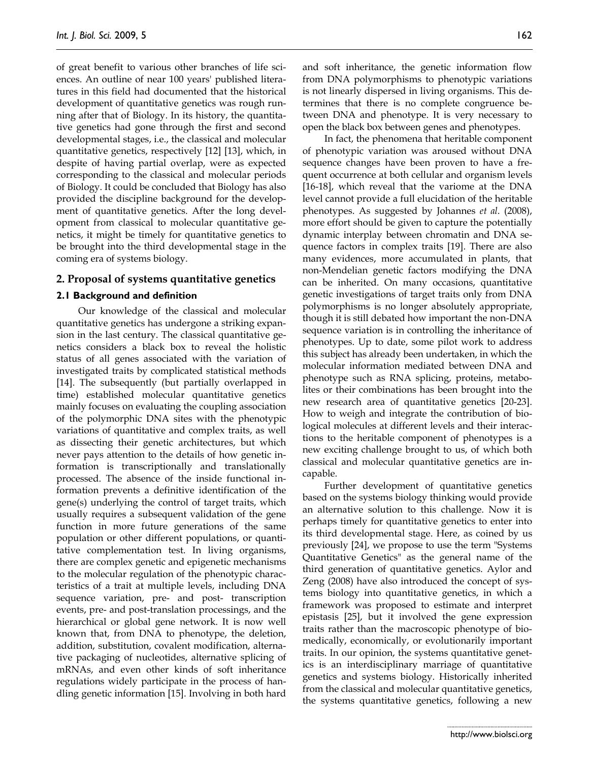of great benefit to various other branches of life sciences. An outline of near 100 years' published literatures in this field had documented that the historical development of quantitative genetics was rough running after that of Biology. In its history, the quantitative genetics had gone through the first and second developmental stages, i.e., the classical and molecular quantitative genetics, respectively [12] [13], which, in despite of having partial overlap, were as expected corresponding to the classical and molecular periods of Biology. It could be concluded that Biology has also provided the discipline background for the development of quantitative genetics. After the long development from classical to molecular quantitative genetics, it might be timely for quantitative genetics to be brought into the third developmental stage in the coming era of systems biology.

## 2. Proposal of systems quantitative genetics

### 2.1 Background and definition

Our knowledge of the classical and molecular quantitative genetics has undergone a striking expansion in the last century. The classical quantitative genetics considers a black box to reveal the holistic status of all genes associated with the variation of investigated traits by complicated statistical methods [14]. The subsequently (but partially overlapped in time) established molecular quantitative genetics mainly focuses on evaluating the coupling association of the polymorphic DNA sites with the phenotypic variations of quantitative and complex traits, as well as dissecting their genetic architectures, but which never pays attention to the details of how genetic information is transcriptionally and translationally processed. The absence of the inside functional information prevents a definitive identification of the gene(s) underlying the control of target traits, which usually requires a subsequent validation of the gene function in more future generations of the same population or other different populations, or quantitative complementation test. In living organisms, there are complex genetic and epigenetic mechanisms to the molecular regulation of the phenotypic characteristics of a trait at multiple levels, including DNA sequence variation, pre- and post- transcription events, pre- and post-translation processings, and the hierarchical or global gene network. It is now well known that, from DNA to phenotype, the deletion, addition, substitution, covalent modification, alternative packaging of nucleotides, alternative splicing of mRNAs, and even other kinds of soft inheritance regulations widely participate in the process of handling genetic information [15]. Involving in both hard and soft inheritance, the genetic information flow from DNA polymorphisms to phenotypic variations is not linearly dispersed in living organisms. This determines that there is no complete congruence between DNA and phenotype. It is very necessary to open the black box between genes and phenotypes.

In fact, the phenomena that heritable component of phenotypic variation was aroused without DNA sequence changes have been proven to have a frequent occurrence at both cellular and organism levels [16-18], which reveal that the variome at the DNA level cannot provide a full elucidation of the heritable phenotypes. As suggested by Johannes *et al.* (2008), more effort should be given to capture the potentially dynamic interplay between chromatin and DNA sequence factors in complex traits [19]. There are also many evidences, more accumulated in plants, that non-Mendelian genetic factors modifying the DNA can be inherited. On many occasions, quantitative genetic investigations of target traits only from DNA polymorphisms is no longer absolutely appropriate, though it is still debated how important the non-DNA sequence variation is in controlling the inheritance of phenotypes. Up to date, some pilot work to address this subject has already been undertaken, in which the molecular information mediated between DNA and phenotype such as RNA splicing, proteins, metabolites or their combinations has been brought into the new research area of quantitative genetics [20-23]. How to weigh and integrate the contribution of biological molecules at different levels and their interactions to the heritable component of phenotypes is a new exciting challenge brought to us, of which both classical and molecular quantitative genetics are incapable.

Further development of quantitative genetics based on the systems biology thinking would provide an alternative solution to this challenge. Now it is perhaps timely for quantitative genetics to enter into its third developmental stage. Here, as coined by us previously [24], we propose to use the term "Systems Quantitative Genetics" as the general name of the third generation of quantitative genetics. Aylor and Zeng (2008) have also introduced the concept of systems biology into quantitative genetics, in which a framework was proposed to estimate and interpret epistasis [25], but it involved the gene expression traits rather than the macroscopic phenotype of biomedically, economically, or evolutionarily important traits. In our opinion, the systems quantitative genetics is an interdisciplinary marriage of quantitative genetics and systems biology. Historically inherited from the classical and molecular quantitative genetics, the systems quantitative genetics, following a new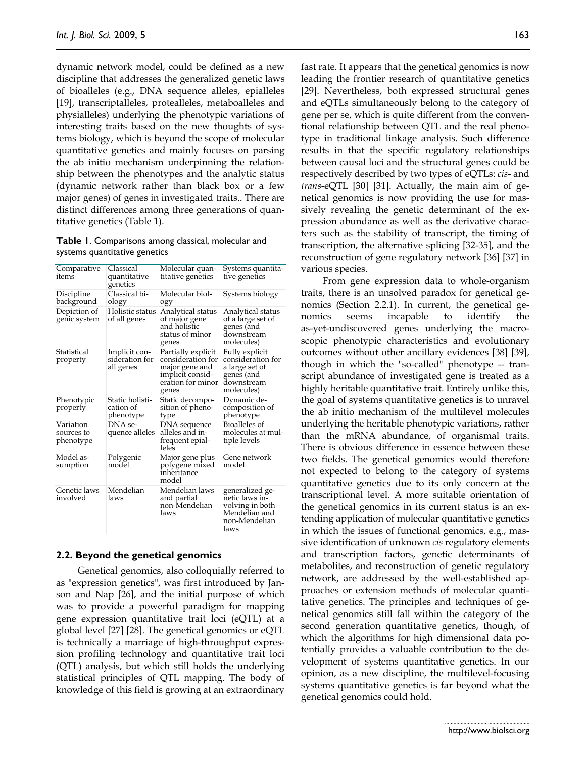dynamic network model, could be defined as a new discipline that addresses the generalized genetic laws of bioalleles (e.g., DNA sequence alleles, epialleles [19], transcriptalleles, protealleles, metaboalleles and physialleles) underlying the phenotypic variations of interesting traits based on the new thoughts of systems biology, which is beyond the scope of molecular quantitative genetics and mainly focuses on parsing the ab initio mechanism underpinning the relationship between the phenotypes and the analytic status (dynamic network rather than black box or a few major genes) of genes in investigated traits.. There are distinct differences among three generations of quantitative genetics (Table 1).

**Table 1**. Comparisons among classical, molecular and systems quantitative genetics

| Comparative items | Classical quantitative genetics | Molecular quantitative genetics | Systems quantitative genetics |
|---|---|---|---|
| Discipline background | Classical biology | Molecular biology | Systems biology |
| Depiction of genic system | Holistic status of all genes | Analytical status of major gene and holistic status of minor genes | Analytical status of a large set of genes (and downstream molecules) |
| Statistical property | Implicit consideration for all genes | Partially explicit consideration for major gene and implicit consideration for minor genes | Fully explicit consideration for a large set of genes (and downstream molecules) |
| Phenotypic property | Static holistication of phenotype | Static decomposition of phenotype | Dynamic decomposition of phenotype |
| Variation sources to phenotype | DNA sequence alleles | DNA sequence alleles and infrequent epialleles | Bioalleles of molecules at multiple levels |
| Model assumption | Polygenic model | Major gene plus polygene mixed inheritance model | Gene network model |
| Genetic laws involved | Mendelian laws | Mendelian laws and partial non-Mendelian laws | generalized genetic laws involving in both Mendelian and non-Mendelian laws |

### 2.2. Beyond the genetical genomics

Genetical genomics, also colloquially referred to as "expression genetics", was first introduced by Janson and Nap [26], and the initial purpose of which was to provide a powerful paradigm for mapping gene expression quantitative trait loci (eQTL) at a global level [27] [28]. The genetical genomics or eQTL is technically a marriage of high-throughput expression profiling technology and quantitative trait loci (QTL) analysis, but which still holds the underlying statistical principles of QTL mapping. The body of knowledge of this field is growing at an extraordinary fast rate. It appears that the genetical genomics is now leading the frontier research of quantitative genetics [29]. Nevertheless, both expressed structural genes and eQTLs simultaneously belong to the category of gene per se, which is quite different from the conventional relationship between QTL and the real phenotype in traditional linkage analysis. Such difference results in that the specific regulatory relationships between causal loci and the structural genes could be respectively described by two types of eQTLs: *cis*- and *trans*-eQTL [30] [31]. Actually, the main aim of genetical genomics is now providing the use for massively revealing the genetic determinant of the expression abundance as well as the derivative characters such as the stability of transcript, the timing of transcription, the alternative splicing [32-35], and the reconstruction of gene regulatory network [36] [37] in various species.

From gene expression data to whole-organism traits, there is an unsolved paradox for genetical genomics (Section 2.2.1). In current, the genetical genomics seems incapable to identify the as-yet-undiscovered genes underlying the macroscopic phenotypic characteristics and evolutionary outcomes without other ancillary evidences [38] [39], though in which the "so-called" phenotype -- transcript abundance of investigated gene is treated as a highly heritable quantitative trait. Entirely unlike this, the goal of systems quantitative genetics is to unravel the ab initio mechanism of the multilevel molecules underlying the heritable phenotypic variations, rather than the mRNA abundance, of organismal traits. There is obvious difference in essence between these two fields. The genetical genomics would therefore not expected to belong to the category of systems quantitative genetics due to its only concern at the transcriptional level. A more suitable orientation of the genetical genomics in its current status is an extending application of molecular quantitative genetics in which the issues of functional genomics, e.g., massive identification of unknown *cis* regulatory elements and transcription factors, genetic determinants of metabolites, and reconstruction of genetic regulatory network, are addressed by the well-established approaches or extension methods of molecular quantitative genetics. The principles and techniques of genetical genomics still fall within the category of the second generation quantitative genetics, though, of which the algorithms for high dimensional data potentially provides a valuable contribution to the development of systems quantitative genetics. In our opinion, as a new discipline, the multilevel-focusing systems quantitative genetics is far beyond what the genetical genomics could hold.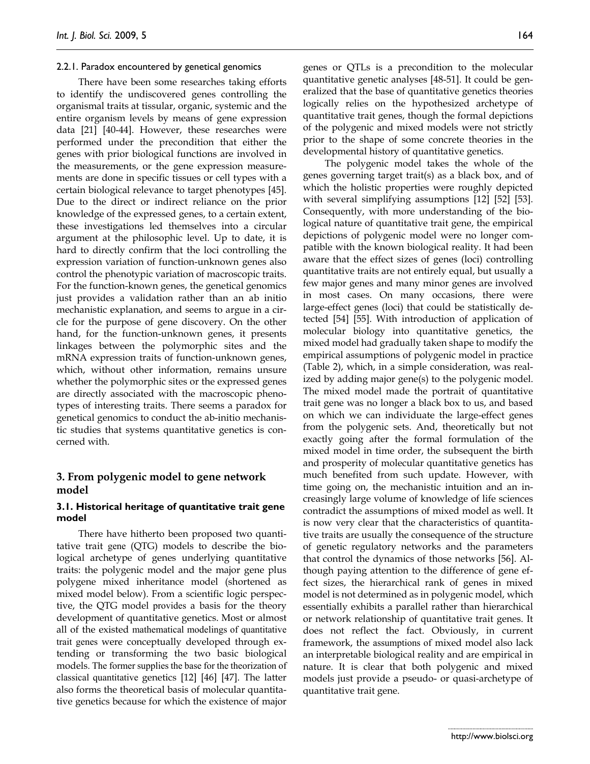#### 2.2.1. Paradox encountered by genetical genomics

There have been some researches taking efforts to identify the undiscovered genes controlling the organismal traits at tissular, organic, systemic and the entire organism levels by means of gene expression data [21] [40-44]. However, these researches were performed under the precondition that either the genes with prior biological functions are involved in the measurements, or the gene expression measurements are done in specific tissues or cell types with a certain biological relevance to target phenotypes [45]. Due to the direct or indirect reliance on the prior knowledge of the expressed genes, to a certain extent, these investigations led themselves into a circular argument at the philosophic level. Up to date, it is hard to directly confirm that the loci controlling the expression variation of function-unknown genes also control the phenotypic variation of macroscopic traits. For the function-known genes, the genetical genomics just provides a validation rather than an ab initio mechanistic explanation, and seems to argue in a circle for the purpose of gene discovery. On the other hand, for the function-unknown genes, it presents linkages between the polymorphic sites and the mRNA expression traits of function-unknown genes, which, without other information, remains unsure whether the polymorphic sites or the expressed genes are directly associated with the macroscopic phenotypes of interesting traits. There seems a paradox for genetical genomics to conduct the ab-initio mechanistic studies that systems quantitative genetics is concerned with.

## 3. From polygenic model to gene network model

### 3.1. Historical heritage of quantitative trait gene model

There have hitherto been proposed two quantitative trait gene (QTG) models to describe the biological archetype of genes underlying quantitative traits: the polygenic model and the major gene plus polygene mixed inheritance model (shortened as mixed model below). From a scientific logic perspective, the QTG model provides a basis for the theory development of quantitative genetics. Most or almost all of the existed mathematical modelings of quantitative trait genes were conceptually developed through extending or transforming the two basic biological models. The former supplies the base for the theorization of classical quantitative genetics [12] [46] [47]. The latter also forms the theoretical basis of molecular quantitative genetics because for which the existence of major genes or QTLs is a precondition to the molecular quantitative genetic analyses [48-51]. It could be generalized that the base of quantitative genetics theories logically relies on the hypothesized archetype of quantitative trait genes, though the formal depictions of the polygenic and mixed models were not strictly prior to the shape of some concrete theories in the developmental history of quantitative genetics.

The polygenic model takes the whole of the genes governing target trait(s) as a black box, and of which the holistic properties were roughly depicted with several simplifying assumptions [12] [52] [53]. Consequently, with more understanding of the biological nature of quantitative trait gene, the empirical depictions of polygenic model were no longer compatible with the known biological reality. It had been aware that the effect sizes of genes (loci) controlling quantitative traits are not entirely equal, but usually a few major genes and many minor genes are involved in most cases. On many occasions, there were large-effect genes (loci) that could be statistically detected [54] [55]. With introduction of application of molecular biology into quantitative genetics, the mixed model had gradually taken shape to modify the empirical assumptions of polygenic model in practice (Table 2), which, in a simple consideration, was realized by adding major gene(s) to the polygenic model. The mixed model made the portrait of quantitative trait gene was no longer a black box to us, and based on which we can individuate the large-effect genes from the polygenic sets. And, theoretically but not exactly going after the formal formulation of the mixed model in time order, the subsequent the birth and prosperity of molecular quantitative genetics has much benefited from such update. However, with time going on, the mechanistic intuition and an increasingly large volume of knowledge of life sciences contradict the assumptions of mixed model as well. It is now very clear that the characteristics of quantitative traits are usually the consequence of the structure of genetic regulatory networks and the parameters that control the dynamics of those networks [56]. Although paying attention to the difference of gene effect sizes, the hierarchical rank of genes in mixed model is not determined as in polygenic model, which essentially exhibits a parallel rather than hierarchical or network relationship of quantitative trait genes. It does not reflect the fact. Obviously, in current framework, the assumptions of mixed model also lack an interpretable biological reality and are empirical in nature. It is clear that both polygenic and mixed models just provide a pseudo- or quasi-archetype of quantitative trait gene.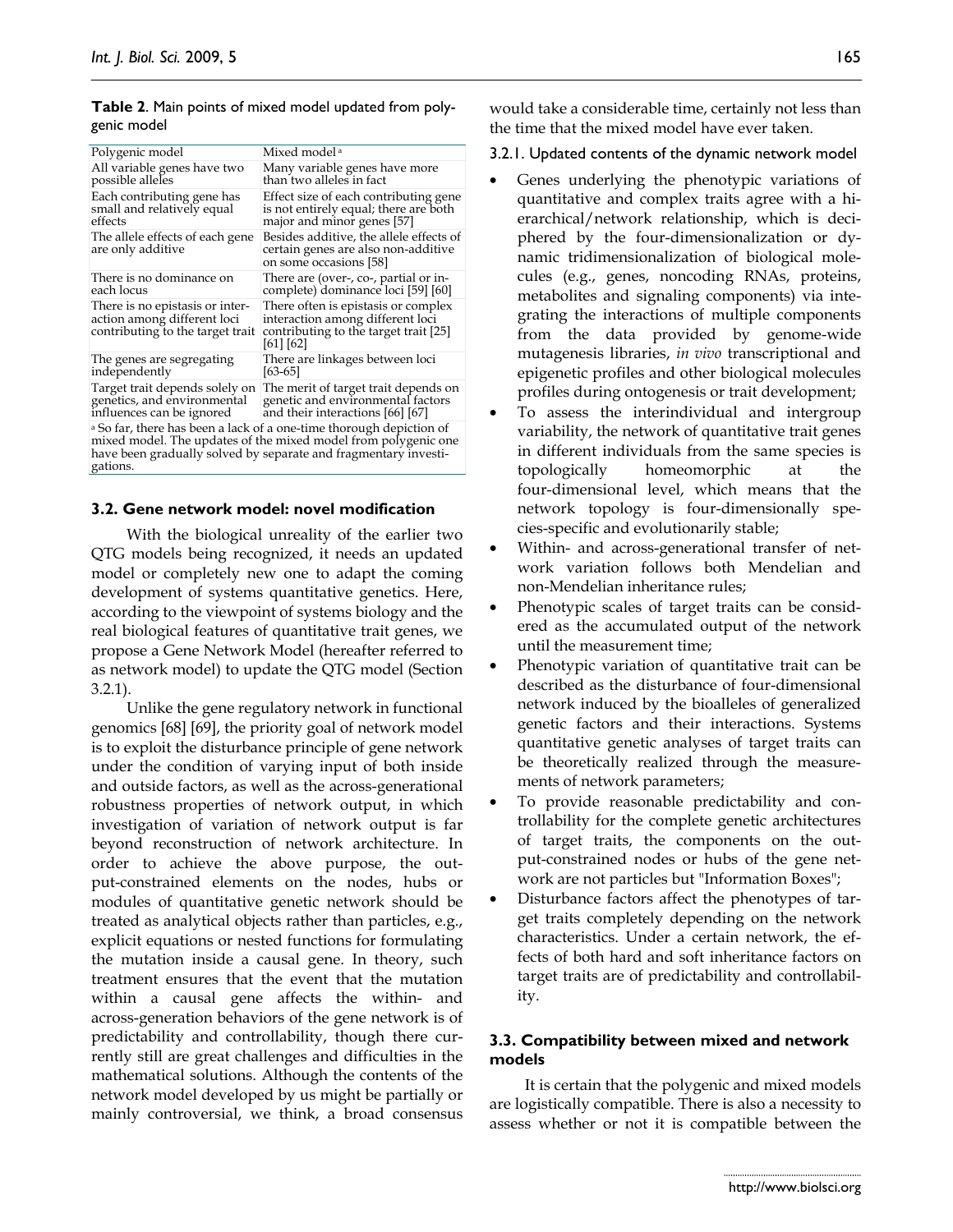**Table 2**. Main points of mixed model updated from polygenic model

| Polygenic model | Mixed model [a] |
|---|---|
| All variable genes have two possible alleles | Many variable genes have more than two alleles in fact |
| Each contributing gene has small and relatively equal effects | Effect size of each contributing gene is not entirely equal; there are both major and minor genes [57] |
| The allele effects of each gene are only additive | Besides additive, the allele effects of certain genes are also non-additive on some occasions [58] |
| There is no dominance on each locus | There are (over-, co-, partial or incomplete) dominance loci [59] [60] |
| There is no epistasis or interaction among different loci contributing to the target trait | There often is epistasis or complex interaction among different loci contributing to the target trait [25] [61] [62] |
| The genes are segregating independently | There are linkages between loci [63-65] |
| Target trait depends solely on genetics, and environmental influences can be ignored | The merit of target trait depends on genetic and environmental factors and their interactions [66] [67] |

[a] So far, there has been a lack of a one-time thorough depiction of mixed model. The updates of the mixed model from polygenic one have been gradually solved by separate and fragmentary investigations.

### 3.2. Gene network model: novel modification

With the biological unreality of the earlier two QTG models being recognized, it needs an updated model or completely new one to adapt the coming development of systems quantitative genetics. Here, according to the viewpoint of systems biology and the real biological features of quantitative trait genes, we propose a Gene Network Model (hereafter referred to as network model) to update the QTG model (Section 3.2.1).

Unlike the gene regulatory network in functional genomics [68] [69], the priority goal of network model is to exploit the disturbance principle of gene network under the condition of varying input of both inside and outside factors, as well as the across-generational robustness properties of network output, in which investigation of variation of network output is far beyond reconstruction of network architecture. In order to achieve the above purpose, the output-constrained elements on the nodes, hubs or modules of quantitative genetic network should be treated as analytical objects rather than particles, e.g., explicit equations or nested functions for formulating the mutation inside a causal gene. In theory, such treatment ensures that the event that the mutation within a causal gene affects the within- and across-generation behaviors of the gene network is of predictability and controllability, though there currently still are great challenges and difficulties in the mathematical solutions. Although the contents of the network model developed by us might be partially or mainly controversial, we think, a broad consensus would take a considerable time, certainly not less than the time that the mixed model have ever taken.

#### 3.2.1. Updated contents of the dynamic network model

- Genes underlying the phenotypic variations of quantitative and complex traits agree with a hierarchical/network relationship, which is deciphered by the four-dimensionalization or dynamic tridimensionalization of biological molecules (e.g., genes, noncoding RNAs, proteins, metabolites and signaling components) via integrating the interactions of multiple components from the data provided by genome-wide mutagenesis libraries, *in vivo* transcriptional and epigenetic profiles and other biological molecules profiles during ontogenesis or trait development;
- To assess the interindividual and intergroup variability, the network of quantitative trait genes in different individuals from the same species is topologically homeomorphic at the four-dimensional level, which means that the network topology is four-dimensionally species-specific and evolutionarily stable;
- Within- and across-generational transfer of network variation follows both Mendelian and non-Mendelian inheritance rules;
- Phenotypic scales of target traits can be considered as the accumulated output of the network until the measurement time;
- Phenotypic variation of quantitative trait can be described as the disturbance of four-dimensional network induced by the bioalleles of generalized genetic factors and their interactions. Systems quantitative genetic analyses of target traits can be theoretically realized through the measurements of network parameters;
- To provide reasonable predictability and controllability for the complete genetic architectures of target traits, the components on the output-constrained nodes or hubs of the gene network are not particles but "Information Boxes";
- Disturbance factors affect the phenotypes of target traits completely depending on the network characteristics. Under a certain network, the effects of both hard and soft inheritance factors on target traits are of predictability and controllability.

### 3.3. Compatibility between mixed and network models

It is certain that the polygenic and mixed models are logistically compatible. There is also a necessity to assess whether or not it is compatible between the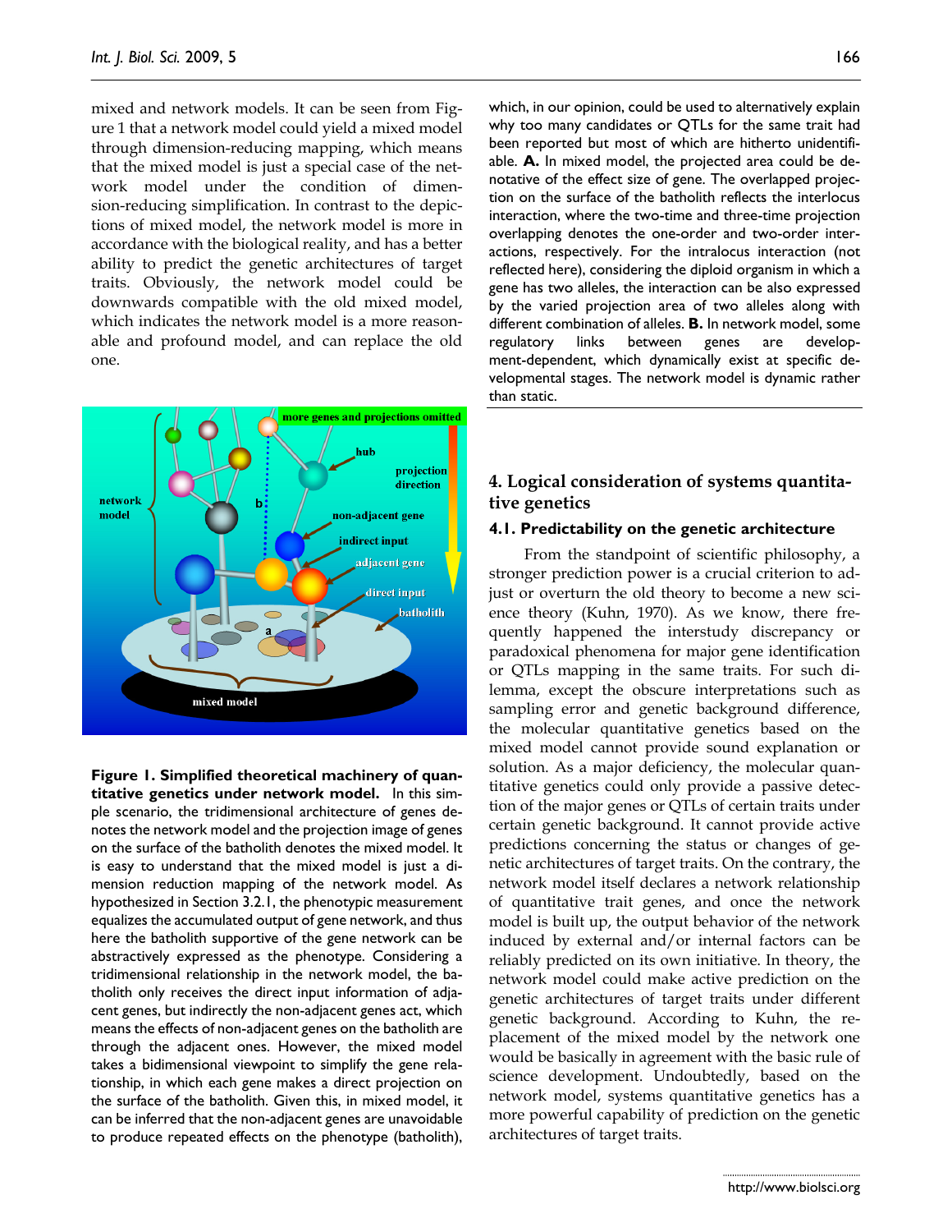mixed and network models. It can be seen from Figure 1 that a network model could yield a mixed model through dimension-reducing mapping, which means that the mixed model is just a special case of the network model under the condition of dimension-reducing simplification. In contrast to the depictions of mixed model, the network model is more in accordance with the biological reality, and has a better ability to predict the genetic architectures of target traits. Obviously, the network model could be downwards compatible with the old mixed model, which indicates the network model is a more reasonable and profound model, and can replace the old one.

more genes and projections omitted

hub

projection direction

network model

b

non-adjacent gene

indirect input

adjacent gene

direct input

batholith

a

mixed model

**Figure 1. Simplified theoretical machinery of quantitative genetics under network model.** In this simple scenario, the tridimensional architecture of genes denotes the network model and the projection image of genes on the surface of the batholith denotes the mixed model. It is easy to understand that the mixed model is just a dimension reduction mapping of the network model. As hypothesized in Section 3.2.1, the phenotypic measurement equalizes the accumulated output of gene network, and thus here the batholith supportive of the gene network can be abstractively expressed as the phenotype. Considering a tridimensional relationship in the network model, the batholith only receives the direct input information of adjacent genes, but indirectly the non-adjacent genes act, which means the effects of non-adjacent genes on the batholith are through the adjacent ones. However, the mixed model takes a bidimensional viewpoint to simplify the gene relationship, in which each gene makes a direct projection on the surface of the batholith. Given this, in mixed model, it can be inferred that the non-adjacent genes are unavoidable to produce repeated effects on the phenotype (batholith), which, in our opinion, could be used to alternatively explain why too many candidates or QTLs for the same trait had been reported but most of which are hitherto unidentifiable. **A.** In mixed model, the projected area could be denotative of the effect size of gene. The overlapped projection on the surface of the batholith reflects the interlocus interaction, where the two-time and three-time projection overlapping denotes the one-order and two-order interactions, respectively. For the intralocus interaction (not reflected here), considering the diploid organism in which a gene has two alleles, the interaction can be also expressed by the varied projection area of two alleles along with different combination of alleles. **B.** In network model, some regulatory links between genes are development-dependent, which dynamically exist at specific developmental stages. The network model is dynamic rather than static.

## 4. Logical consideration of systems quantitative genetics

### 4.1. Predictability on the genetic architecture

From the standpoint of scientific philosophy, a stronger prediction power is a crucial criterion to adjust or overturn the old theory to become a new science theory (Kuhn, 1970). As we know, there frequently happened the interstudy discrepancy or paradoxical phenomena for major gene identification or QTLs mapping in the same traits. For such dilemma, except the obscure interpretations such as sampling error and genetic background difference, the molecular quantitative genetics based on the mixed model cannot provide sound explanation or solution. As a major deficiency, the molecular quantitative genetics could only provide a passive detection of the major genes or QTLs of certain traits under certain genetic background. It cannot provide active predictions concerning the status or changes of genetic architectures of target traits. On the contrary, the network model itself declares a network relationship of quantitative trait genes, and once the network model is built up, the output behavior of the network induced by external and/or internal factors can be reliably predicted on its own initiative. In theory, the network model could make active prediction on the genetic architectures of target traits under different genetic background. According to Kuhn, the replacement of the mixed model by the network one would be basically in agreement with the basic rule of science development. Undoubtedly, based on the network model, systems quantitative genetics has a more powerful capability of prediction on the genetic architectures of target traits.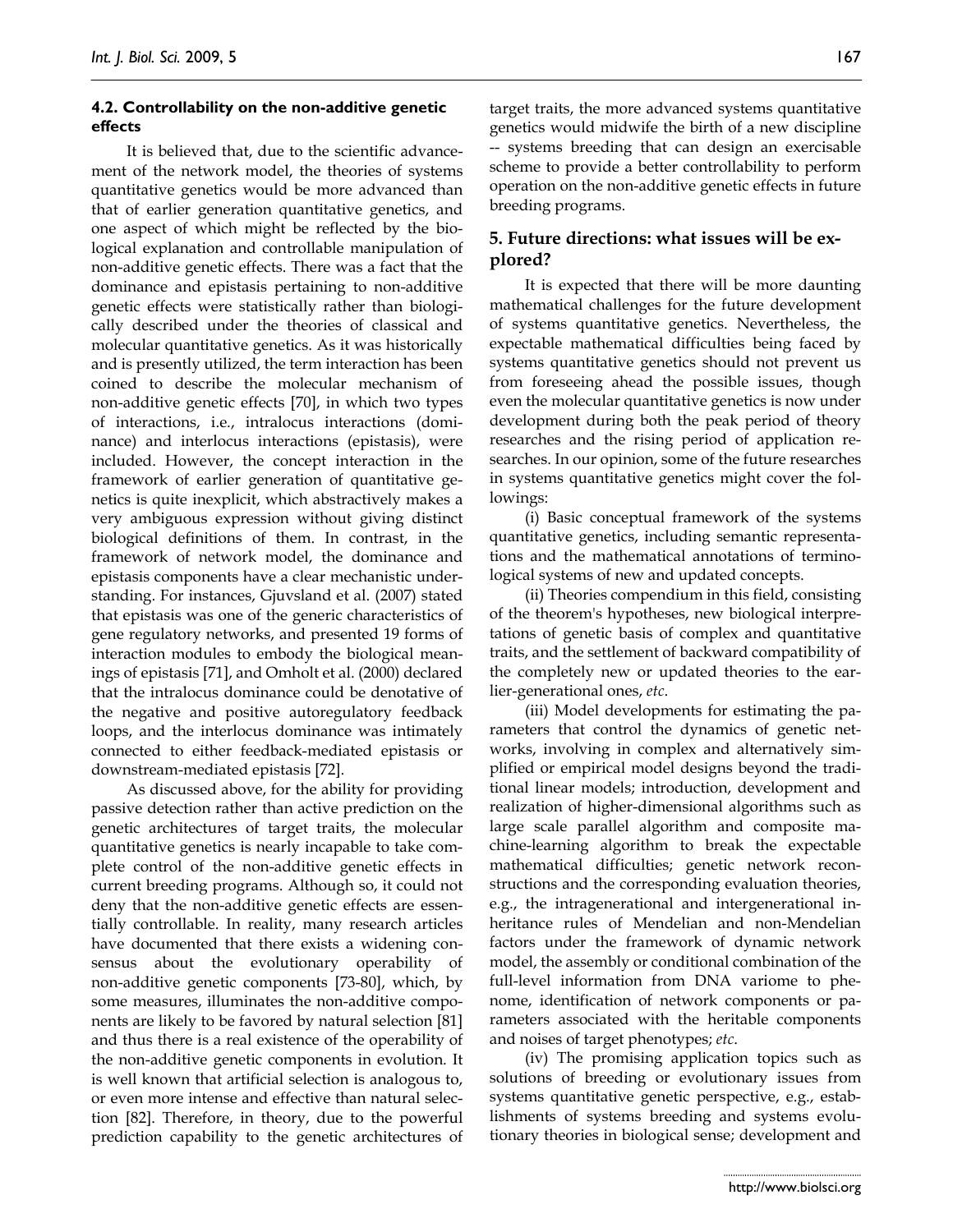### 4.2. Controllability on the non-additive genetic effects

It is believed that, due to the scientific advancement of the network model, the theories of systems quantitative genetics would be more advanced than that of earlier generation quantitative genetics, and one aspect of which might be reflected by the biological explanation and controllable manipulation of non-additive genetic effects. There was a fact that the dominance and epistasis pertaining to non-additive genetic effects were statistically rather than biologically described under the theories of classical and molecular quantitative genetics. As it was historically and is presently utilized, the term interaction has been coined to describe the molecular mechanism of non-additive genetic effects [70], in which two types of interactions, i.e., intralocus interactions (dominance) and interlocus interactions (epistasis), were included. However, the concept interaction in the framework of earlier generation of quantitative genetics is quite inexplicit, which abstractively makes a very ambiguous expression without giving distinct biological definitions of them. In contrast, in the framework of network model, the dominance and epistasis components have a clear mechanistic understanding. For instances, Gjuvsland et al. (2007) stated that epistasis was one of the generic characteristics of gene regulatory networks, and presented 19 forms of interaction modules to embody the biological meanings of epistasis [71], and Omholt et al. (2000) declared that the intralocus dominance could be denotative of the negative and positive autoregulatory feedback loops, and the interlocus dominance was intimately connected to either feedback-mediated epistasis or downstream-mediated epistasis [72].

As discussed above, for the ability for providing passive detection rather than active prediction on the genetic architectures of target traits, the molecular quantitative genetics is nearly incapable to take complete control of the non-additive genetic effects in current breeding programs. Although so, it could not deny that the non-additive genetic effects are essentially controllable. In reality, many research articles have documented that there exists a widening consensus about the evolutionary operability of non-additive genetic components [73-80], which, by some measures, illuminates the non-additive components are likely to be favored by natural selection [81] and thus there is a real existence of the operability of the non-additive genetic components in evolution. It is well known that artificial selection is analogous to, or even more intense and effective than natural selection [82]. Therefore, in theory, due to the powerful prediction capability to the genetic architectures of target traits, the more advanced systems quantitative genetics would midwife the birth of a new discipline -- systems breeding that can design an exercisable scheme to provide a better controllability to perform operation on the non-additive genetic effects in future breeding programs.

## 5. Future directions: what issues will be explored?

It is expected that there will be more daunting mathematical challenges for the future development of systems quantitative genetics. Nevertheless, the expectable mathematical difficulties being faced by systems quantitative genetics should not prevent us from foreseeing ahead the possible issues, though even the molecular quantitative genetics is now under development during both the peak period of theory researches and the rising period of application researches. In our opinion, some of the future researches in systems quantitative genetics might cover the followings:

(i) Basic conceptual framework of the systems quantitative genetics, including semantic representations and the mathematical annotations of terminological systems of new and updated concepts.

(ii) Theories compendium in this field, consisting of the theorem's hypotheses, new biological interpretations of genetic basis of complex and quantitative traits, and the settlement of backward compatibility of the completely new or updated theories to the earlier-generational ones, *etc*.

(iii) Model developments for estimating the parameters that control the dynamics of genetic networks, involving in complex and alternatively simplified or empirical model designs beyond the traditional linear models; introduction, development and realization of higher-dimensional algorithms such as large scale parallel algorithm and composite machine-learning algorithm to break the expectable mathematical difficulties; genetic network reconstructions and the corresponding evaluation theories, e.g., the intragenerational and intergenerational inheritance rules of Mendelian and non-Mendelian factors under the framework of dynamic network model, the assembly or conditional combination of the full-level information from DNA variome to phenome, identification of network components or parameters associated with the heritable components and noises of target phenotypes; *etc*.

(iv) The promising application topics such as solutions of breeding or evolutionary issues from systems quantitative genetic perspective, e.g., establishments of systems breeding and systems evolutionary theories in biological sense; development and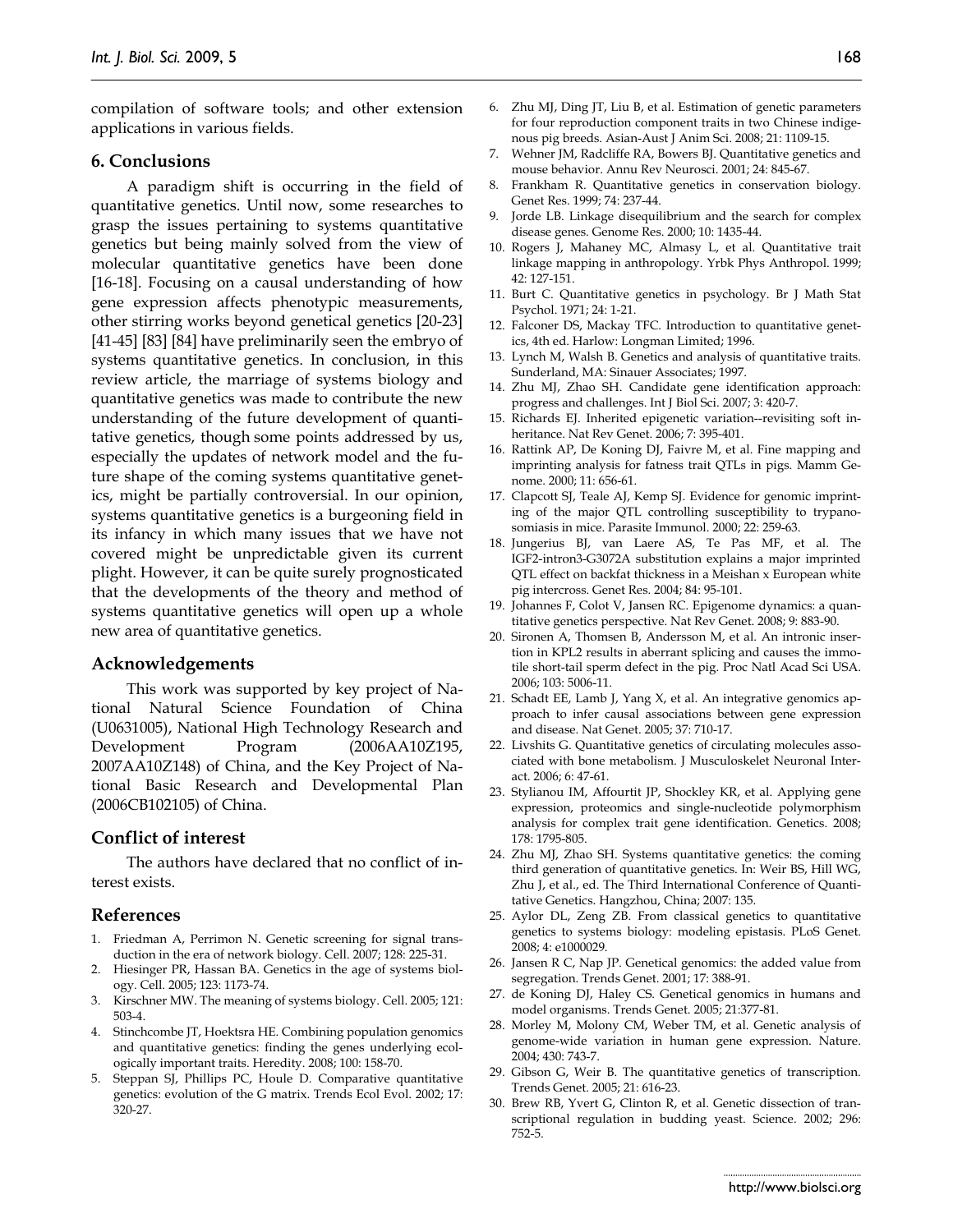compilation of software tools; and other extension applications in various fields.

## 6. Conclusions

A paradigm shift is occurring in the field of quantitative genetics. Until now, some researches to grasp the issues pertaining to systems quantitative genetics but being mainly solved from the view of molecular quantitative genetics have been done [16-18]. Focusing on a causal understanding of how gene expression affects phenotypic measurements, other stirring works beyond genetical genetics [20-23] [41-45] [83] [84] have preliminarily seen the embryo of systems quantitative genetics. In conclusion, in this review article, the marriage of systems biology and quantitative genetics was made to contribute the new understanding of the future development of quantitative genetics, though some points addressed by us, especially the updates of network model and the future shape of the coming systems quantitative genetics, might be partially controversial. In our opinion, systems quantitative genetics is a burgeoning field in its infancy in which many issues that we have not covered might be unpredictable given its current plight. However, it can be quite surely prognosticated that the developments of the theory and method of systems quantitative genetics will open up a whole new area of quantitative genetics.

## Acknowledgements

This work was supported by key project of National Natural Science Foundation of China (U0631005), National High Technology Research and Development Program (2006AA10Z195, 2007AA10Z148) of China, and the Key Project of National Basic Research and Developmental Plan (2006CB102105) of China.

## Conflict of interest

The authors have declared that no conflict of interest exists.

## References

1. Friedman A, Perrimon N. Genetic screening for signal transduction in the era of network biology. Cell. 2007; 128: 225-31.
2. Hiesinger PR, Hassan BA. Genetics in the age of systems biology. Cell. 2005; 123: 1173-74.
3. Kirschner MW. The meaning of systems biology. Cell. 2005; 121: 503-4.
4. Stinchcombe JT, Hoektsra HE. Combining population genomics and quantitative genetics: finding the genes underlying ecologically important traits. Heredity. 2008; 100: 158-70.
5. Steppan SJ, Phillips PC, Houle D. Comparative quantitative genetics: evolution of the G matrix. Trends Ecol Evol. 2002; 17: 320-27.
6. Zhu MJ, Ding JT, Liu B, et al. Estimation of genetic parameters for four reproduction component traits in two Chinese indigenous pig breeds. Asian-Aust J Anim Sci. 2008; 21: 1109-15.
7. Wehner JM, Radcliffe RA, Bowers BJ. Quantitative genetics and mouse behavior. Annu Rev Neurosci. 2001; 24: 845-67.
8. Frankham R. Quantitative genetics in conservation biology. Genet Res. 1999; 74: 237-44.
9. Jorde LB. Linkage disequilibrium and the search for complex disease genes. Genome Res. 2000; 10: 1435-44.
10. Rogers J, Mahaney MC, Almasy L, et al. Quantitative trait linkage mapping in anthropology. Yrbk Phys Anthropol. 1999; 42: 127-151.
11. Burt C. Quantitative genetics in psychology. Br J Math Stat Psychol. 1971; 24: 1-21.
12. Falconer DS, Mackay TFC. Introduction to quantitative genetics, 4th ed. Harlow: Longman Limited; 1996.
13. Lynch M, Walsh B. Genetics and analysis of quantitative traits. Sunderland, MA: Sinauer Associates; 1997.
14. Zhu MJ, Zhao SH. Candidate gene identification approach: progress and challenges. Int J Biol Sci. 2007; 3: 420-7.
15. Richards EJ. Inherited epigenetic variation--revisiting soft inheritance. Nat Rev Genet. 2006; 7: 395-401.
16. Rattink AP, De Koning DJ, Faivre M, et al. Fine mapping and imprinting analysis for fatness trait QTLs in pigs. Mamm Genome. 2000; 11: 656-61.
17. Clapcott SJ, Teale AJ, Kemp SJ. Evidence for genomic imprinting of the major QTL controlling susceptibility to trypanosomiasis in mice. Parasite Immunol. 2000; 22: 259-63.
18. Jungerius BJ, van Laere AS, Te Pas MF, et al. The IGF2-intron3-G3072A substitution explains a major imprinted QTL effect on backfat thickness in a Meishan x European white pig intercross. Genet Res. 2004; 84: 95-101.
19. Johannes F, Colot V, Jansen RC. Epigenome dynamics: a quantitative genetics perspective. Nat Rev Genet. 2008; 9: 883-90.
20. Sironen A, Thomsen B, Andersson M, et al. An intronic insertion in KPL2 results in aberrant splicing and causes the immotile short-tail sperm defect in the pig. Proc Natl Acad Sci USA. 2006; 103: 5006-11.
21. Schadt EE, Lamb J, Yang X, et al. An integrative genomics approach to infer causal associations between gene expression and disease. Nat Genet. 2005; 37: 710-17.
22. Livshits G. Quantitative genetics of circulating molecules associated with bone metabolism. J Musculoskelet Neuronal Interact. 2006; 6: 47-61.
23. Stylianou IM, Affourtit JP, Shockley KR, et al. Applying gene expression, proteomics and single-nucleotide polymorphism analysis for complex trait gene identification. Genetics. 2008; 178: 1795-805.
24. Zhu MJ, Zhao SH. Systems quantitative genetics: the coming third generation of quantitative genetics. In: Weir BS, Hill WG, Zhu J, et al., ed. The Third International Conference of Quantitative Genetics. Hangzhou, China; 2007: 135.
25. Aylor DL, Zeng ZB. From classical genetics to quantitative genetics to systems biology: modeling epistasis. PLoS Genet. 2008; 4: e1000029.
26. Jansen R C, Nap JP. Genetical genomics: the added value from segregation. Trends Genet. 2001; 17: 388-91.
27. de Koning DJ, Haley CS. Genetical genomics in humans and model organisms. Trends Genet. 2005; 21:377-81.
28. Morley M, Molony CM, Weber TM, et al. Genetic analysis of genome-wide variation in human gene expression. Nature. 2004; 430: 743-7.
29. Gibson G, Weir B. The quantitative genetics of transcription. Trends Genet. 2005; 21: 616-23.
30. Brew RB, Yvert G, Clinton R, et al. Genetic dissection of transcriptional regulation in budding yeast. Science. 2002; 296: 752-5.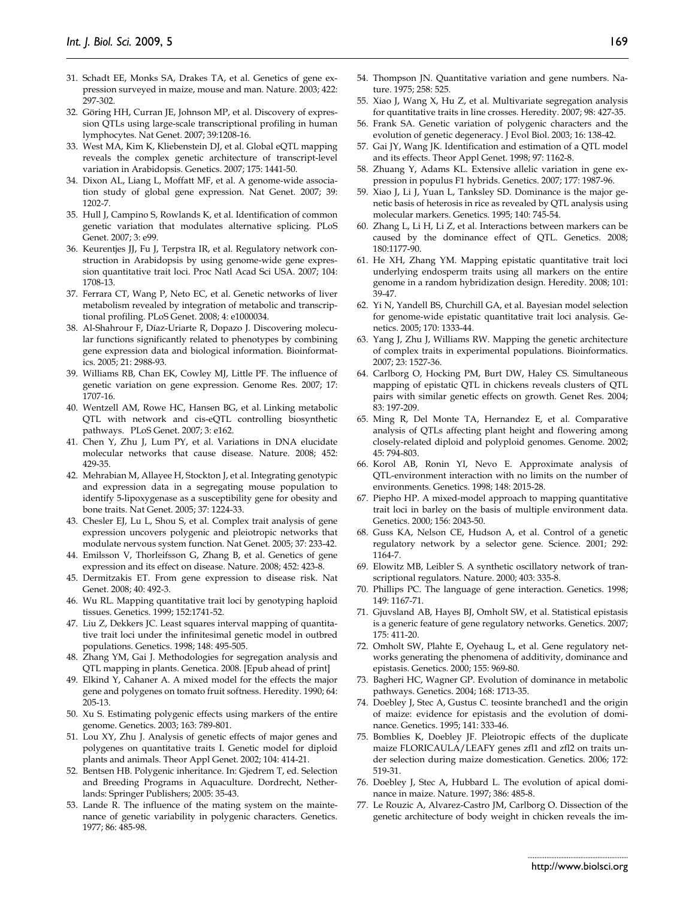31. Schadt EE, Monks SA, Drakes TA, et al. Genetics of gene expression surveyed in maize, mouse and man. Nature. 2003; 422: 297-302.
32. Göring HH, Curran JE, Johnson MP, et al. Discovery of expression QTLs using large-scale transcriptional profiling in human lymphocytes. Nat Genet. 2007; 39:1208-16.
33. West MA, Kim K, Kliebenstein DJ, et al. Global eQTL mapping reveals the complex genetic architecture of transcript-level variation in Arabidopsis. Genetics. 2007; 175: 1441-50.
34. Dixon AL, Liang L, Moffatt MF, et al. A genome-wide association study of global gene expression. Nat Genet. 2007; 39: 1202-7.
35. Hull J, Campino S, Rowlands K, et al. Identification of common genetic variation that modulates alternative splicing. PLoS Genet. 2007; 3: e99.
36. Keurentjes JJ, Fu J, Terpstra IR, et al. Regulatory network construction in Arabidopsis by using genome-wide gene expression quantitative trait loci. Proc Natl Acad Sci USA. 2007; 104: 1708-13.
37. Ferrara CT, Wang P, Neto EC, et al. Genetic networks of liver metabolism revealed by integration of metabolic and transcriptional profiling. PLoS Genet. 2008; 4: e1000034.
38. Al-Shahrour F, Díaz-Uriarte R, Dopazo J. Discovering molecular functions significantly related to phenotypes by combining gene expression data and biological information. Bioinformatics. 2005; 21: 2988-93.
39. Williams RB, Chan EK, Cowley MJ, Little PF. The influence of genetic variation on gene expression. Genome Res. 2007; 17: 1707-16.
40. Wentzell AM, Rowe HC, Hansen BG, et al. Linking metabolic QTL with network and cis-eQTL controlling biosynthetic pathways. PLoS Genet. 2007; 3: e162.
41. Chen Y, Zhu J, Lum PY, et al. Variations in DNA elucidate molecular networks that cause disease. Nature. 2008; 452: 429-35.
42. Mehrabian M, Allayee H, Stockton J, et al. Integrating genotypic and expression data in a segregating mouse population to identify 5-lipoxygenase as a susceptibility gene for obesity and bone traits. Nat Genet. 2005; 37: 1224-33.
43. Chesler EJ, Lu L, Shou S, et al. Complex trait analysis of gene expression uncovers polygenic and pleiotropic networks that modulate nervous system function. Nat Genet. 2005; 37: 233-42.
44. Emilsson V, Thorleifsson G, Zhang B, et al. Genetics of gene expression and its effect on disease. Nature. 2008; 452: 423-8.
45. Dermitzakis ET. From gene expression to disease risk. Nat Genet. 2008; 40: 492-3.
46. Wu RL. Mapping quantitative trait loci by genotyping haploid tissues. Genetics. 1999; 152:1741-52.
47. Liu Z, Dekkers JC. Least squares interval mapping of quantitative trait loci under the infinitesimal genetic model in outbred populations. Genetics. 1998; 148: 495-505.
48. Zhang YM, Gai J. Methodologies for segregation analysis and QTL mapping in plants. Genetica. 2008. [Epub ahead of print]
49. Elkind Y, Cahaner A. A mixed model for the effects the major gene and polygenes on tomato fruit softness. Heredity. 1990; 64: 205-13.
50. Xu S. Estimating polygenic effects using markers of the entire genome. Genetics. 2003; 163: 789-801.
51. Lou XY, Zhu J. Analysis of genetic effects of major genes and polygenes on quantitative traits I. Genetic model for diploid plants and animals. Theor Appl Genet. 2002; 104: 414-21.
52. Bentsen HB. Polygenic inheritance. In: Gjedrem T, ed. Selection and Breeding Programs in Aquaculture. Dordrecht, Netherlands: Springer Publishers; 2005: 35-43.
53. Lande R. The influence of the mating system on the maintenance of genetic variability in polygenic characters. Genetics. 1977; 86: 485-98.
54. Thompson JN. Quantitative variation and gene numbers. Nature. 1975; 258: 525.
55. Xiao J, Wang X, Hu Z, et al. Multivariate segregation analysis for quantitative traits in line crosses. Heredity. 2007; 98: 427-35.
56. Frank SA. Genetic variation of polygenic characters and the evolution of genetic degeneracy. J Evol Biol. 2003; 16: 138-42.
57. Gai JY, Wang JK. Identification and estimation of a QTL model and its effects. Theor Appl Genet. 1998; 97: 1162-8.
58. Zhuang Y, Adams KL. Extensive allelic variation in gene expression in populus F1 hybrids. Genetics. 2007; 177: 1987-96.
59. Xiao J, Li J, Yuan L, Tanksley SD. Dominance is the major genetic basis of heterosis in rice as revealed by QTL analysis using molecular markers. Genetics. 1995; 140: 745-54.
60. Zhang L, Li H, Li Z, et al. Interactions between markers can be caused by the dominance effect of QTL. Genetics. 2008; 180:1177-90.
61. He XH, Zhang YM. Mapping epistatic quantitative trait loci underlying endosperm traits using all markers on the entire genome in a random hybridization design. Heredity. 2008; 101: 39-47.
62. Yi N, Yandell BS, Churchill GA, et al. Bayesian model selection for genome-wide epistatic quantitative trait loci analysis. Genetics. 2005; 170: 1333-44.
63. Yang J, Zhu J, Williams RW. Mapping the genetic architecture of complex traits in experimental populations. Bioinformatics. 2007; 23: 1527-36.
64. Carlborg O, Hocking PM, Burt DW, Haley CS. Simultaneous mapping of epistatic QTL in chickens reveals clusters of QTL pairs with similar genetic effects on growth. Genet Res. 2004; 83: 197-209.
65. Ming R, Del Monte TA, Hernandez E, et al. Comparative analysis of QTLs affecting plant height and flowering among closely-related diploid and polyploid genomes. Genome. 2002; 45: 794-803.
66. Korol AB, Ronin YI, Nevo E. Approximate analysis of QTL-environment interaction with no limits on the number of environments. Genetics. 1998; 148: 2015-28.
67. Piepho HP. A mixed-model approach to mapping quantitative trait loci in barley on the basis of multiple environment data. Genetics. 2000; 156: 2043-50.
68. Guss KA, Nelson CE, Hudson A, et al. Control of a genetic regulatory network by a selector gene. Science. 2001; 292: 1164-7.
69. Elowitz MB, Leibler S. A synthetic oscillatory network of transcriptional regulators. Nature. 2000; 403: 335-8.
70. Phillips PC. The language of gene interaction. Genetics. 1998; 149: 1167-71.
71. Gjuvsland AB, Hayes BJ, Omholt SW, et al. Statistical epistasis is a generic feature of gene regulatory networks. Genetics. 2007; 175: 411-20.
72. Omholt SW, Plahte E, Oyehaug L, et al. Gene regulatory networks generating the phenomena of additivity, dominance and epistasis. Genetics. 2000; 155: 969-80.
73. Bagheri HC, Wagner GP. Evolution of dominance in metabolic pathways. Genetics. 2004; 168: 1713-35.
74. Doebley J, Stec A, Gustus C. teosinte branched1 and the origin of maize: evidence for epistasis and the evolution of dominance. Genetics. 1995; 141: 333-46.
75. Bomblies K, Doebley JF. Pleiotropic effects of the duplicate maize FLORICAULA/LEAFY genes zfl1 and zfl2 on traits under selection during maize domestication. Genetics. 2006; 172: 519-31.
76. Doebley J, Stec A, Hubbard L. The evolution of apical dominance in maize. Nature. 1997; 386: 485-8.
77. Le Rouzic A, Alvarez-Castro JM, Carlborg O. Dissection of the genetic architecture of body weight in chicken reveals the im-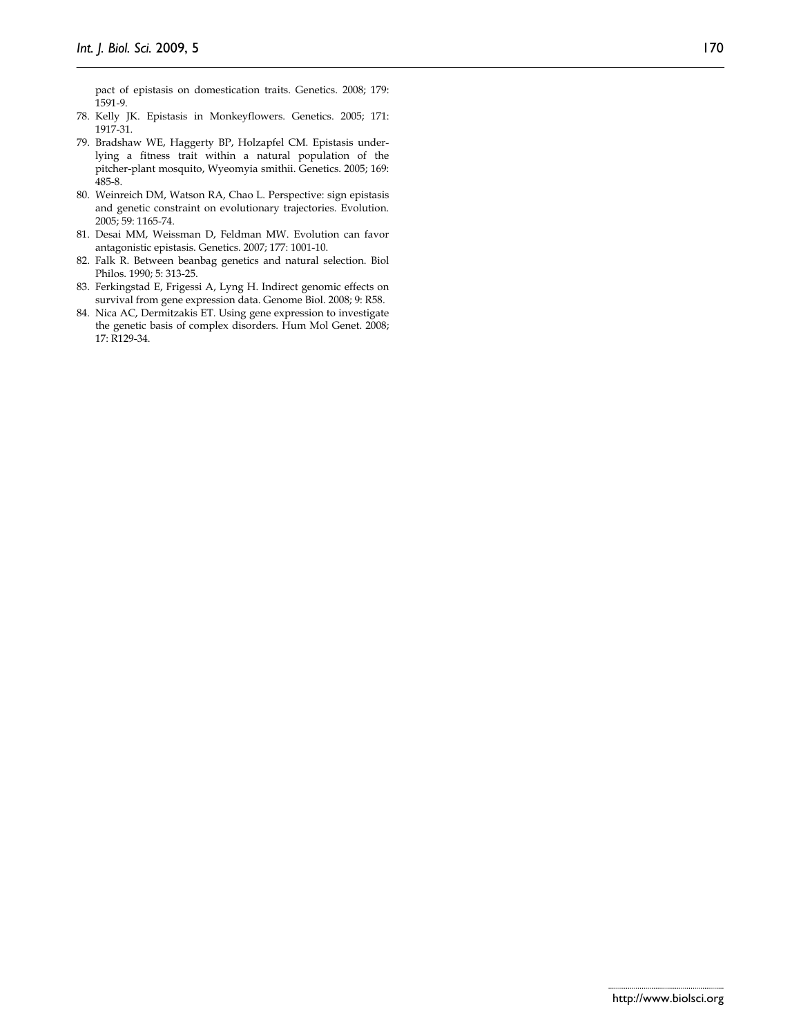pact of epistasis on domestication traits. Genetics. 2008; 179: 1591-9.

78. Kelly JK. Epistasis in Monkeyflowers. Genetics. 2005; 171: 1917-31.
79. Bradshaw WE, Haggerty BP, Holzapfel CM. Epistasis underlying a fitness trait within a natural population of the pitcher-plant mosquito, Wyeomyia smithii. Genetics. 2005; 169: 485-8.
80. Weinreich DM, Watson RA, Chao L. Perspective: sign epistasis and genetic constraint on evolutionary trajectories. Evolution. 2005; 59: 1165-74.
81. Desai MM, Weissman D, Feldman MW. Evolution can favor antagonistic epistasis. Genetics. 2007; 177: 1001-10.
82. Falk R. Between beanbag genetics and natural selection. Biol Philos. 1990; 5: 313-25.
83. Ferkingstad E, Frigessi A, Lyng H. Indirect genomic effects on survival from gene expression data. Genome Biol. 2008; 9: R58.
84. Nica AC, Dermitzakis ET. Using gene expression to investigate the genetic basis of complex disorders. Hum Mol Genet. 2008; 17: R129-34.